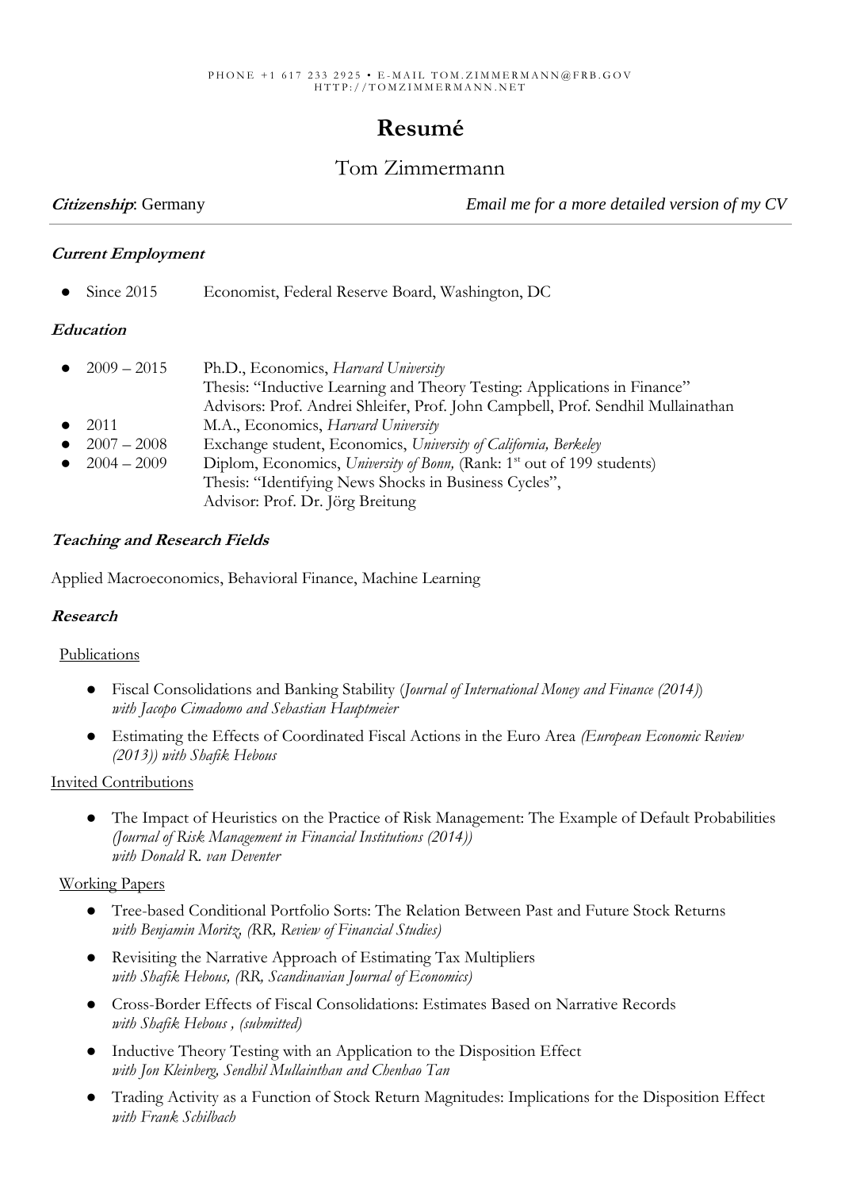PHONE +1 617 233 2925 • E-MAIL TOM.ZIMMERMANN@FRB.GOV
HTTP://TOMZIMMERMANN.NET

# Resumé

## Tom Zimmermann

***Citizenship***: Germany *Email me for a more detailed version of my CV*

---

### ***Current Employment***

- Since 2015 Economist, Federal Reserve Board, Washington, DC

### ***Education***

- 2009 – 2015 Ph.D., Economics, *Harvard University*
  Thesis: "Inductive Learning and Theory Testing: Applications in Finance"
  Advisors: Prof. Andrei Shleifer, Prof. John Campbell, Prof. Sendhil Mullainathan
- 2011 M.A., Economics, *Harvard University*
- 2007 – 2008 Exchange student, Economics, *University of California, Berkeley*
- 2004 – 2009 Diplom, Economics, *University of Bonn,* (Rank: 1st out of 199 students)
  Thesis: "Identifying News Shocks in Business Cycles",
  Advisor: Prof. Dr. Jörg Breitung

### ***Teaching and Research Fields***

Applied Macroeconomics, Behavioral Finance, Machine Learning

### ***Research***

Publications

- Fiscal Consolidations and Banking Stability (*Journal of International Money and Finance (2014)*)
  *with Jacopo Cimadomo and Sebastian Hauptmeier*
- Estimating the Effects of Coordinated Fiscal Actions in the Euro Area *(European Economic Review (2013)) with Shafik Hebous*

Invited Contributions

- The Impact of Heuristics on the Practice of Risk Management: The Example of Default Probabilities *(Journal of Risk Management in Financial Institutions (2014))*
  *with Donald R. van Deventer*

Working Papers

- Tree-based Conditional Portfolio Sorts: The Relation Between Past and Future Stock Returns
  *with Benjamin Moritz, (RR, Review of Financial Studies)*
- Revisiting the Narrative Approach of Estimating Tax Multipliers
  *with Shafik Hebous, (RR, Scandinavian Journal of Economics)*
- Cross-Border Effects of Fiscal Consolidations: Estimates Based on Narrative Records
  *with Shafik Hebous , (submitted)*
- Inductive Theory Testing with an Application to the Disposition Effect
  *with Jon Kleinberg, Sendhil Mullainthan and Chenhao Tan*
- Trading Activity as a Function of Stock Return Magnitudes: Implications for the Disposition Effect
  *with Frank Schilbach*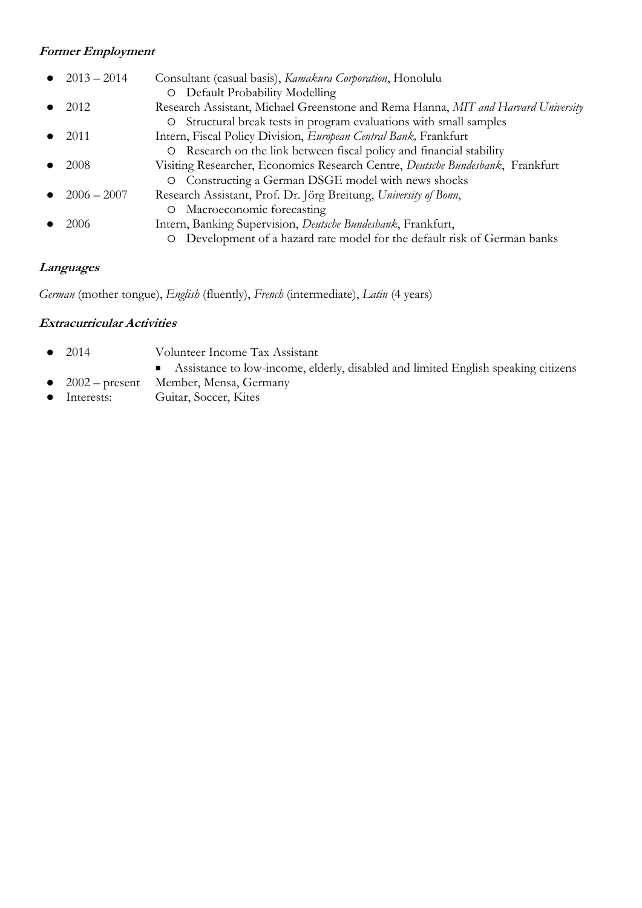### ***Former Employment***

- 2013 – 2014 Consultant (casual basis), *Kamakura Corporation*, Honolulu
  - Default Probability Modelling
- 2012 Research Assistant, Michael Greenstone and Rema Hanna, *MIT and Harvard University*
  - Structural break tests in program evaluations with small samples
- 2011 Intern, Fiscal Policy Division, *European Central Bank,* Frankfurt
  - Research on the link between fiscal policy and financial stability
- 2008 Visiting Researcher, Economics Research Centre, *Deutsche Bundesbank*, Frankfurt
  - Constructing a German DSGE model with news shocks
- 2006 – 2007 Research Assistant, Prof. Dr. Jörg Breitung, *University of Bonn*,
  - Macroeconomic forecasting
- 2006 Intern, Banking Supervision, *Deutsche Bundesbank*, Frankfurt,
  - Development of a hazard rate model for the default risk of German banks

### ***Languages***

*German* (mother tongue), *English* (fluently), *French* (intermediate), *Latin* (4 years)

### ***Extracurricular Activities***

- 2014 Volunteer Income Tax Assistant
  - Assistance to low-income, elderly, disabled and limited English speaking citizens
- 2002 – present Member, Mensa, Germany
- Interests: Guitar, Soccer, Kites